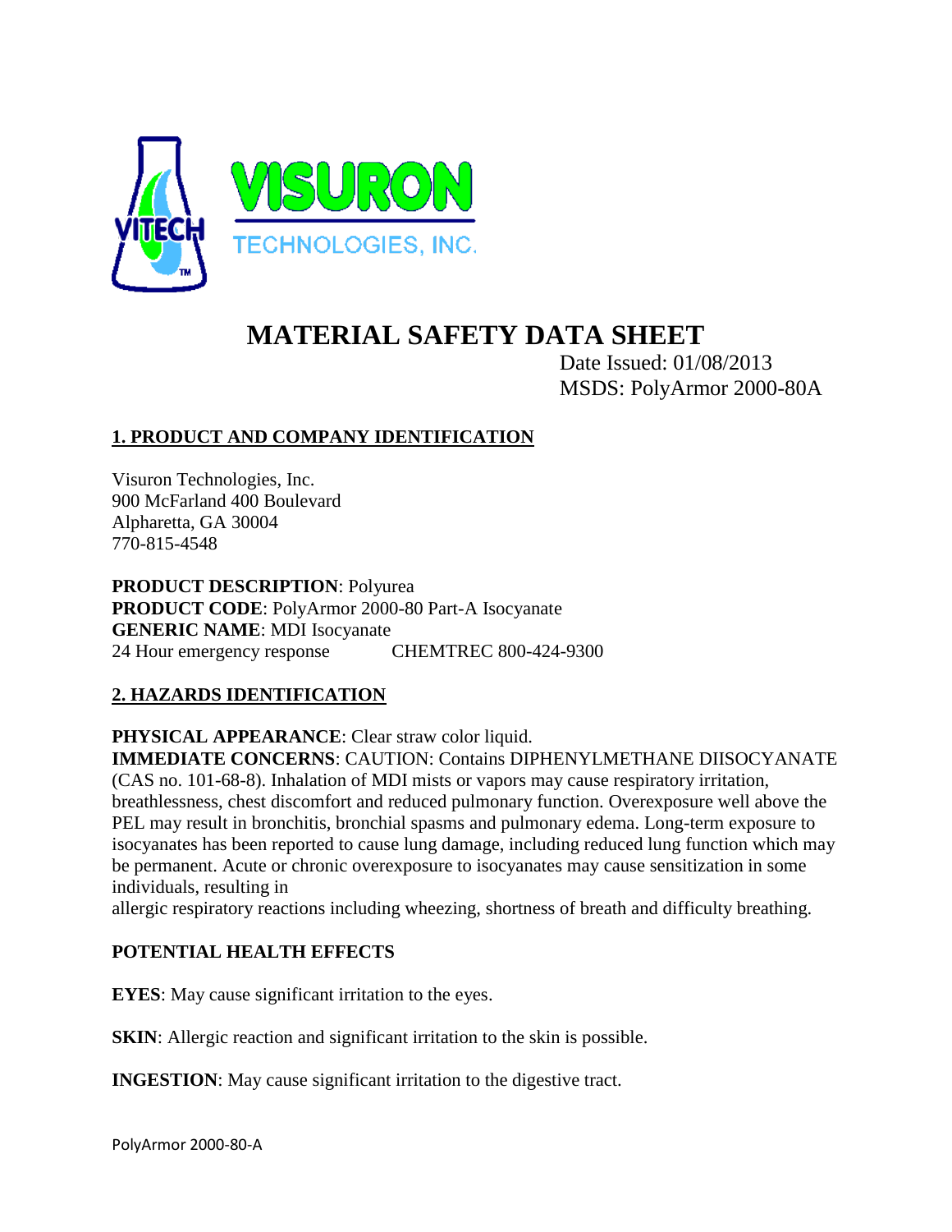VISURON TECHNOLOGIES, INC.

# MATERIAL SAFETY DATA SHEET

Date Issued: 01/08/2013
MSDS: PolyArmor 2000-80A

## 1. PRODUCT AND COMPANY IDENTIFICATION

Visuron Technologies, Inc.
900 McFarland 400 Boulevard
Alpharetta, GA 30004
770-815-4548

**PRODUCT DESCRIPTION**: Polyurea
**PRODUCT CODE**: PolyArmor 2000-80 Part-A Isocyanate
**GENERIC NAME**: MDI Isocyanate
24 Hour emergency response CHEMTREC 800-424-9300

## 2. HAZARDS IDENTIFICATION

**PHYSICAL APPEARANCE**: Clear straw color liquid.
**IMMEDIATE CONCERNS**: CAUTION: Contains DIPHENYLMETHANE DIISOCYANATE (CAS no. 101-68-8). Inhalation of MDI mists or vapors may cause respiratory irritation, breathlessness, chest discomfort and reduced pulmonary function. Overexposure well above the PEL may result in bronchitis, bronchial spasms and pulmonary edema. Long-term exposure to isocyanates has been reported to cause lung damage, including reduced lung function which may be permanent. Acute or chronic overexposure to isocyanates may cause sensitization in some individuals, resulting in allergic respiratory reactions including wheezing, shortness of breath and difficulty breathing.

### POTENTIAL HEALTH EFFECTS

**EYES**: May cause significant irritation to the eyes.

**SKIN**: Allergic reaction and significant irritation to the skin is possible.

**INGESTION**: May cause significant irritation to the digestive tract.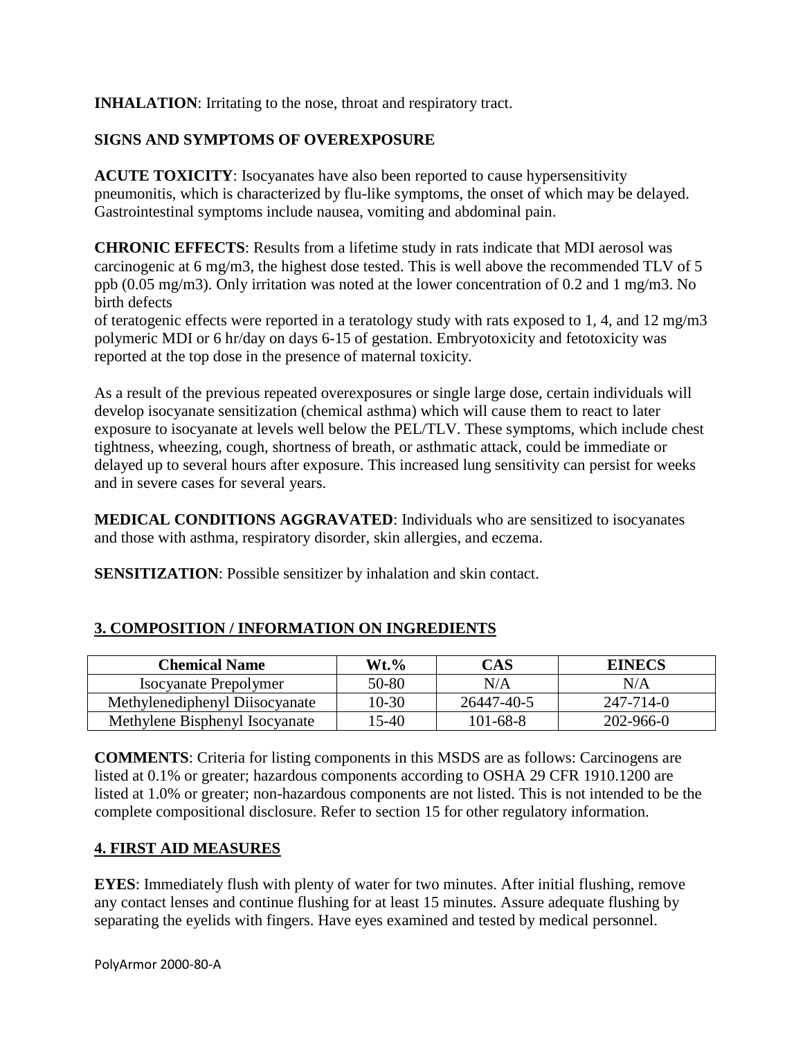**INHALATION**: Irritating to the nose, throat and respiratory tract.

**SIGNS AND SYMPTOMS OF OVEREXPOSURE**

**ACUTE TOXICITY**: Isocyanates have also been reported to cause hypersensitivity pneumonitis, which is characterized by flu-like symptoms, the onset of which may be delayed. Gastrointestinal symptoms include nausea, vomiting and abdominal pain.

**CHRONIC EFFECTS**: Results from a lifetime study in rats indicate that MDI aerosol was carcinogenic at 6 mg/m3, the highest dose tested. This is well above the recommended TLV of 5 ppb (0.05 mg/m3). Only irritation was noted at the lower concentration of 0.2 and 1 mg/m3. No birth defects
of teratogenic effects were reported in a teratology study with rats exposed to 1, 4, and 12 mg/m3 polymeric MDI or 6 hr/day on days 6-15 of gestation. Embryotoxicity and fetotoxicity was reported at the top dose in the presence of maternal toxicity.

As a result of the previous repeated overexposures or single large dose, certain individuals will develop isocyanate sensitization (chemical asthma) which will cause them to react to later exposure to isocyanate at levels well below the PEL/TLV. These symptoms, which include chest tightness, wheezing, cough, shortness of breath, or asthmatic attack, could be immediate or delayed up to several hours after exposure. This increased lung sensitivity can persist for weeks and in severe cases for several years.

**MEDICAL CONDITIONS AGGRAVATED**: Individuals who are sensitized to isocyanates and those with asthma, respiratory disorder, skin allergies, and eczema.

**SENSITIZATION**: Possible sensitizer by inhalation and skin contact.

## 3. COMPOSITION / INFORMATION ON INGREDIENTS

| Chemical Name | Wt.% | CAS | EINECS |
|---|---|---|---|
| Isocyanate Prepolymer | 50-80 | N/A | N/A |
| Methylenediphenyl Diisocyanate | 10-30 | 26447-40-5 | 247-714-0 |
| Methylene Bisphenyl Isocyanate | 15-40 | 101-68-8 | 202-966-0 |

**COMMENTS**: Criteria for listing components in this MSDS are as follows: Carcinogens are listed at 0.1% or greater; hazardous components according to OSHA 29 CFR 1910.1200 are listed at 1.0% or greater; non-hazardous components are not listed. This is not intended to be the complete compositional disclosure. Refer to section 15 for other regulatory information.

## 4. FIRST AID MEASURES

**EYES**: Immediately flush with plenty of water for two minutes. After initial flushing, remove any contact lenses and continue flushing for at least 15 minutes. Assure adequate flushing by separating the eyelids with fingers. Have eyes examined and tested by medical personnel.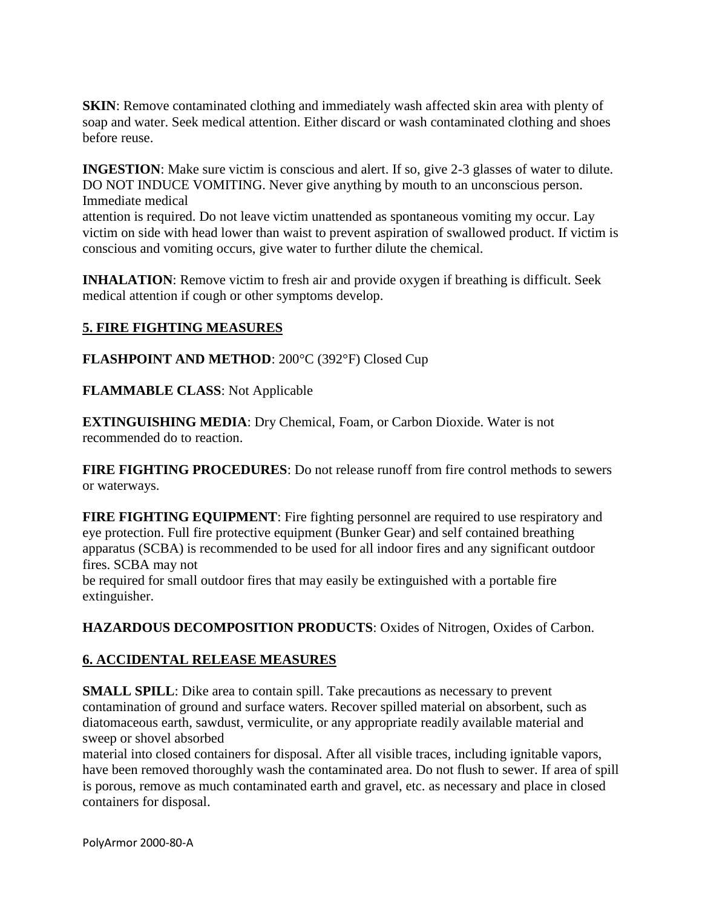**SKIN**: Remove contaminated clothing and immediately wash affected skin area with plenty of soap and water. Seek medical attention. Either discard or wash contaminated clothing and shoes before reuse.

**INGESTION**: Make sure victim is conscious and alert. If so, give 2-3 glasses of water to dilute. DO NOT INDUCE VOMITING. Never give anything by mouth to an unconscious person. Immediate medical attention is required. Do not leave victim unattended as spontaneous vomiting my occur. Lay victim on side with head lower than waist to prevent aspiration of swallowed product. If victim is conscious and vomiting occurs, give water to further dilute the chemical.

**INHALATION**: Remove victim to fresh air and provide oxygen if breathing is difficult. Seek medical attention if cough or other symptoms develop.

## 5. FIRE FIGHTING MEASURES

**FLASHPOINT AND METHOD**: 200°C (392°F) Closed Cup

**FLAMMABLE CLASS**: Not Applicable

**EXTINGUISHING MEDIA**: Dry Chemical, Foam, or Carbon Dioxide. Water is not recommended do to reaction.

**FIRE FIGHTING PROCEDURES**: Do not release runoff from fire control methods to sewers or waterways.

**FIRE FIGHTING EQUIPMENT**: Fire fighting personnel are required to use respiratory and eye protection. Full fire protective equipment (Bunker Gear) and self contained breathing apparatus (SCBA) is recommended to be used for all indoor fires and any significant outdoor fires. SCBA may not be required for small outdoor fires that may easily be extinguished with a portable fire extinguisher.

**HAZARDOUS DECOMPOSITION PRODUCTS**: Oxides of Nitrogen, Oxides of Carbon.

## 6. ACCIDENTAL RELEASE MEASURES

**SMALL SPILL**: Dike area to contain spill. Take precautions as necessary to prevent contamination of ground and surface waters. Recover spilled material on absorbent, such as diatomaceous earth, sawdust, vermiculite, or any appropriate readily available material and sweep or shovel absorbed material into closed containers for disposal. After all visible traces, including ignitable vapors, have been removed thoroughly wash the contaminated area. Do not flush to sewer. If area of spill is porous, remove as much contaminated earth and gravel, etc. as necessary and place in closed containers for disposal.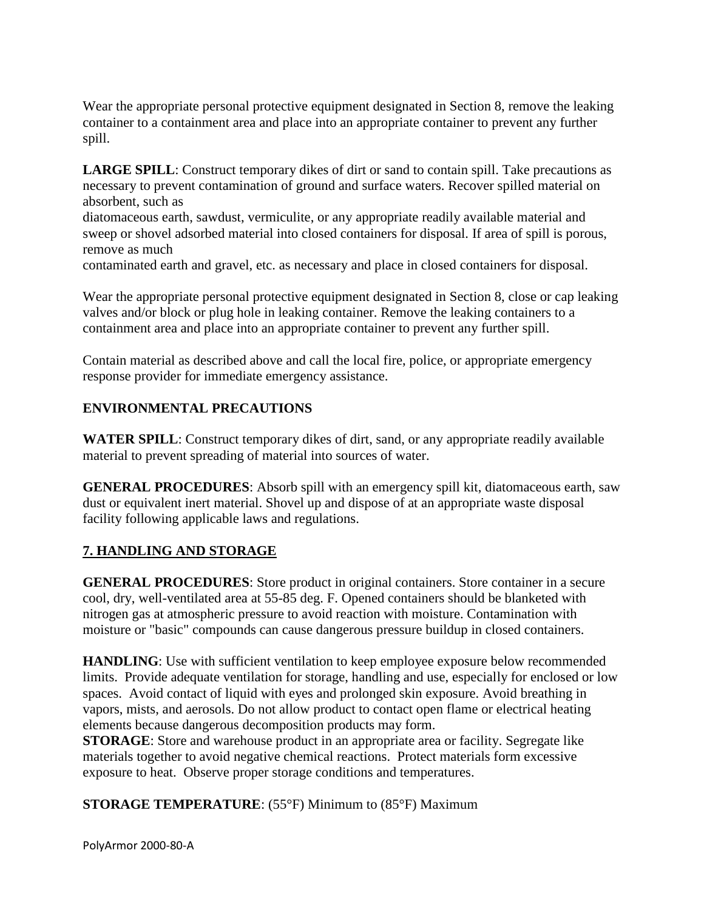Wear the appropriate personal protective equipment designated in Section 8, remove the leaking container to a containment area and place into an appropriate container to prevent any further spill.

**LARGE SPILL**: Construct temporary dikes of dirt or sand to contain spill. Take precautions as necessary to prevent contamination of ground and surface waters. Recover spilled material on absorbent, such as diatomaceous earth, sawdust, vermiculite, or any appropriate readily available material and sweep or shovel adsorbed material into closed containers for disposal. If area of spill is porous, remove as much contaminated earth and gravel, etc. as necessary and place in closed containers for disposal.

Wear the appropriate personal protective equipment designated in Section 8, close or cap leaking valves and/or block or plug hole in leaking container. Remove the leaking containers to a containment area and place into an appropriate container to prevent any further spill.

Contain material as described above and call the local fire, police, or appropriate emergency response provider for immediate emergency assistance.

**ENVIRONMENTAL PRECAUTIONS**

**WATER SPILL**: Construct temporary dikes of dirt, sand, or any appropriate readily available material to prevent spreading of material into sources of water.

**GENERAL PROCEDURES**: Absorb spill with an emergency spill kit, diatomaceous earth, saw dust or equivalent inert material. Shovel up and dispose of at an appropriate waste disposal facility following applicable laws and regulations.

## 7. HANDLING AND STORAGE

**GENERAL PROCEDURES**: Store product in original containers. Store container in a secure cool, dry, well-ventilated area at 55-85 deg. F. Opened containers should be blanketed with nitrogen gas at atmospheric pressure to avoid reaction with moisture. Contamination with moisture or "basic" compounds can cause dangerous pressure buildup in closed containers.

**HANDLING**: Use with sufficient ventilation to keep employee exposure below recommended limits. Provide adequate ventilation for storage, handling and use, especially for enclosed or low spaces. Avoid contact of liquid with eyes and prolonged skin exposure. Avoid breathing in vapors, mists, and aerosols. Do not allow product to contact open flame or electrical heating elements because dangerous decomposition products may form.

**STORAGE**: Store and warehouse product in an appropriate area or facility. Segregate like materials together to avoid negative chemical reactions. Protect materials form excessive exposure to heat. Observe proper storage conditions and temperatures.

**STORAGE TEMPERATURE**: (55°F) Minimum to (85°F) Maximum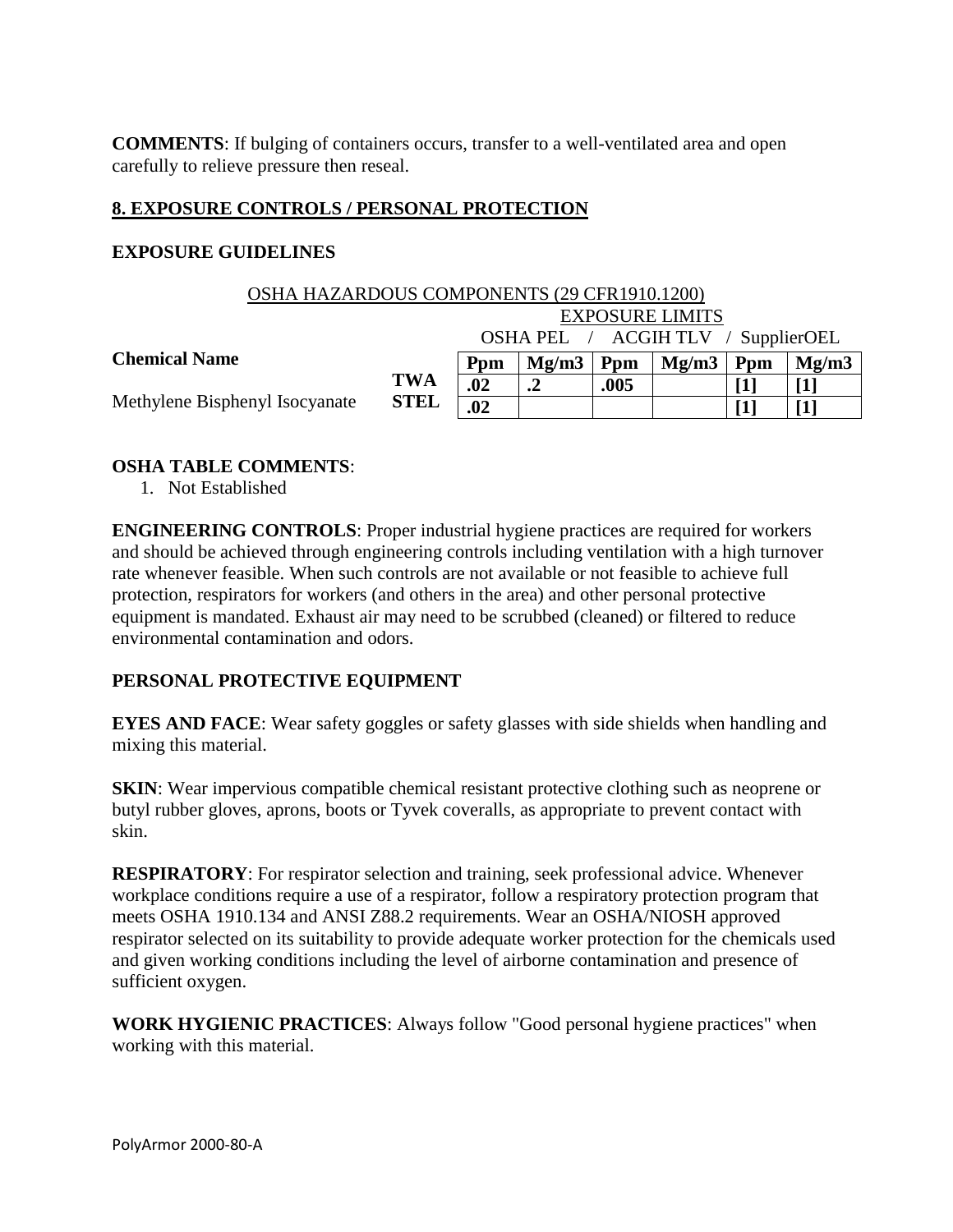**COMMENTS**: If bulging of containers occurs, transfer to a well-ventilated area and open carefully to relieve pressure then reseal.

## 8. EXPOSURE CONTROLS / PERSONAL PROTECTION

### EXPOSURE GUIDELINES

OSHA HAZARDOUS COMPONENTS (29 CFR1910.1200)

| Chemical Name | | EXPOSURE LIMITS | | | | | |
|---|---|---|---|---|---|---|---|
| | | OSHA PEL | | ACGIH TLV | | SupplierOEL | |
| | | Ppm | Mg/m3 | Ppm | Mg/m3 | Ppm | Mg/m3 |
| Methylene Bisphenyl Isocyanate | TWA | .02 | .2 | .005 | | [1] | [1] |
| | STEL | .02 | | | | [1] | [1] |

**OSHA TABLE COMMENTS**:

1. Not Established

**ENGINEERING CONTROLS**: Proper industrial hygiene practices are required for workers and should be achieved through engineering controls including ventilation with a high turnover rate whenever feasible. When such controls are not available or not feasible to achieve full protection, respirators for workers (and others in the area) and other personal protective equipment is mandated. Exhaust air may need to be scrubbed (cleaned) or filtered to reduce environmental contamination and odors.

### PERSONAL PROTECTIVE EQUIPMENT

**EYES AND FACE**: Wear safety goggles or safety glasses with side shields when handling and mixing this material.

**SKIN**: Wear impervious compatible chemical resistant protective clothing such as neoprene or butyl rubber gloves, aprons, boots or Tyvek coveralls, as appropriate to prevent contact with skin.

**RESPIRATORY**: For respirator selection and training, seek professional advice. Whenever workplace conditions require a use of a respirator, follow a respiratory protection program that meets OSHA 1910.134 and ANSI Z88.2 requirements. Wear an OSHA/NIOSH approved respirator selected on its suitability to provide adequate worker protection for the chemicals used and given working conditions including the level of airborne contamination and presence of sufficient oxygen.

**WORK HYGIENIC PRACTICES**: Always follow "Good personal hygiene practices" when working with this material.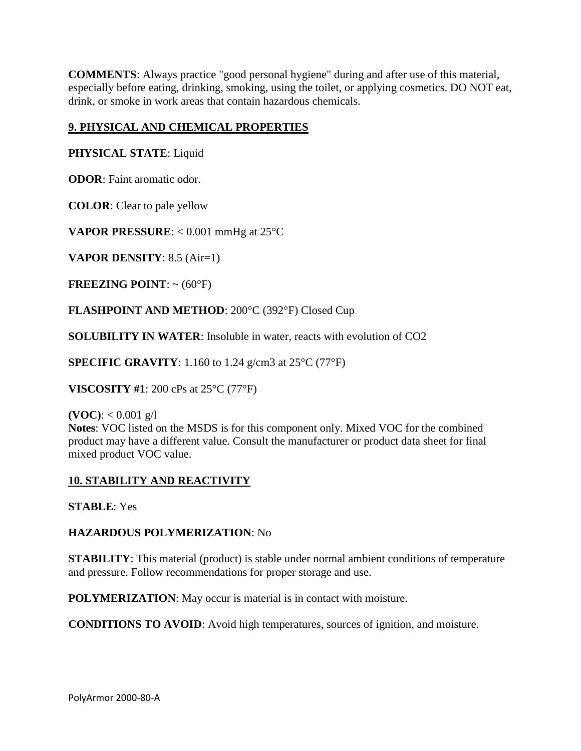**COMMENTS**: Always practice "good personal hygiene" during and after use of this material, especially before eating, drinking, smoking, using the toilet, or applying cosmetics. DO NOT eat, drink, or smoke in work areas that contain hazardous chemicals.

## 9. PHYSICAL AND CHEMICAL PROPERTIES

**PHYSICAL STATE**: Liquid

**ODOR**: Faint aromatic odor.

**COLOR**: Clear to pale yellow

**VAPOR PRESSURE**: < 0.001 mmHg at 25°C

**VAPOR DENSITY**: 8.5 (Air=1)

**FREEZING POINT**: ~ (60°F)

**FLASHPOINT AND METHOD**: 200°C (392°F) Closed Cup

**SOLUBILITY IN WATER**: Insoluble in water, reacts with evolution of $CO_2$

**SPECIFIC GRAVITY**: 1.160 to 1.24 g/cm3 at 25°C (77°F)

**VISCOSITY #1**: 200 cPs at 25°C (77°F)

**(VOC)**: < 0.001 g/l
**Notes**: VOC listed on the MSDS is for this component only. Mixed VOC for the combined product may have a different value. Consult the manufacturer or product data sheet for final mixed product VOC value.

## 10. STABILITY AND REACTIVITY

**STABLE**: Yes

**HAZARDOUS POLYMERIZATION**: No

**STABILITY**: This material (product) is stable under normal ambient conditions of temperature and pressure. Follow recommendations for proper storage and use.

**POLYMERIZATION**: May occur is material is in contact with moisture.

**CONDITIONS TO AVOID**: Avoid high temperatures, sources of ignition, and moisture.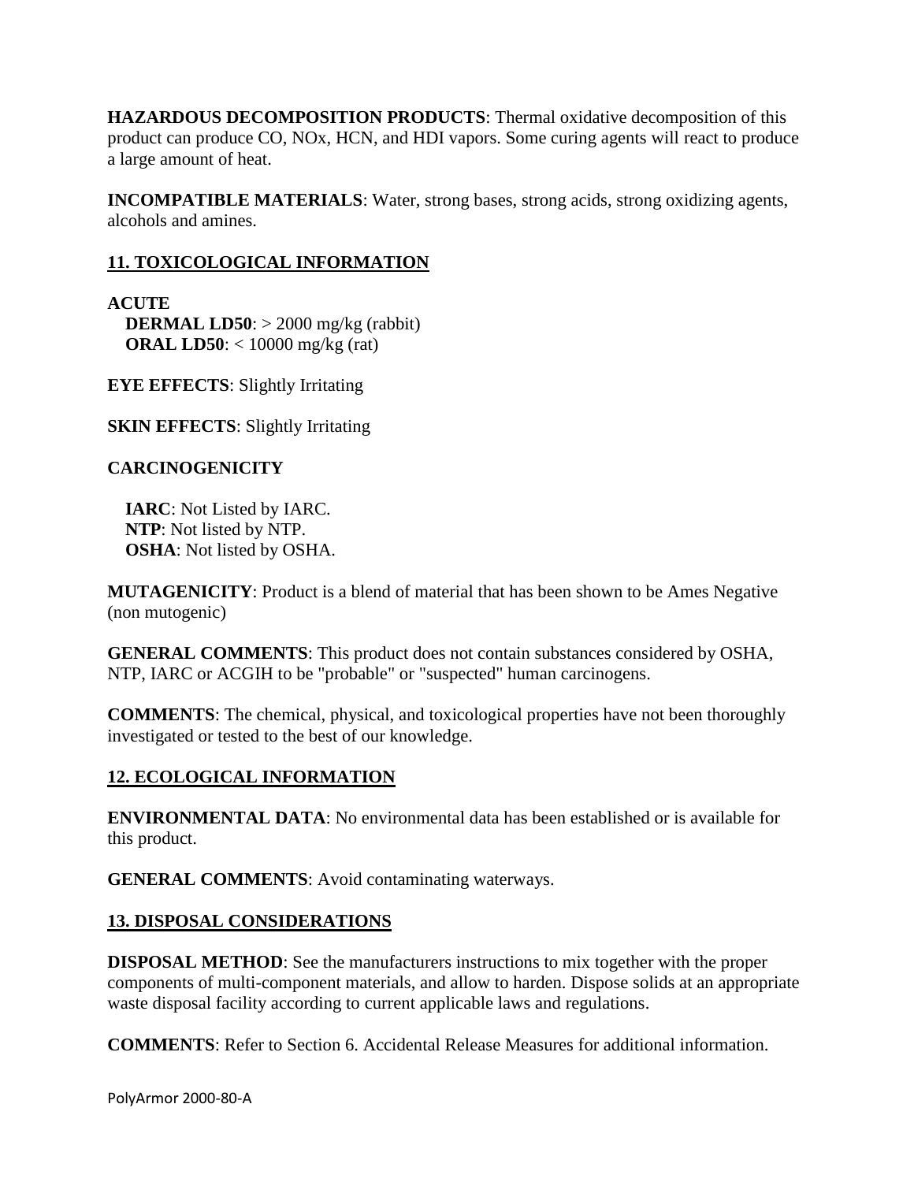**HAZARDOUS DECOMPOSITION PRODUCTS**: Thermal oxidative decomposition of this product can produce CO, NOx, HCN, and HDI vapors. Some curing agents will react to produce a large amount of heat.

**INCOMPATIBLE MATERIALS**: Water, strong bases, strong acids, strong oxidizing agents, alcohols and amines.

## 11. TOXICOLOGICAL INFORMATION

**ACUTE**

**DERMAL LD50**: > 2000 mg/kg (rabbit)
**ORAL LD50**: < 10000 mg/kg (rat)

**EYE EFFECTS**: Slightly Irritating

**SKIN EFFECTS**: Slightly Irritating

**CARCINOGENICITY**

**IARC**: Not Listed by IARC.
**NTP**: Not listed by NTP.
**OSHA**: Not listed by OSHA.

**MUTAGENICITY**: Product is a blend of material that has been shown to be Ames Negative (non mutogenic)

**GENERAL COMMENTS**: This product does not contain substances considered by OSHA, NTP, IARC or ACGIH to be "probable" or "suspected" human carcinogens.

**COMMENTS**: The chemical, physical, and toxicological properties have not been thoroughly investigated or tested to the best of our knowledge.

## 12. ECOLOGICAL INFORMATION

**ENVIRONMENTAL DATA**: No environmental data has been established or is available for this product.

**GENERAL COMMENTS**: Avoid contaminating waterways.

## 13. DISPOSAL CONSIDERATIONS

**DISPOSAL METHOD**: See the manufacturers instructions to mix together with the proper components of multi-component materials, and allow to harden. Dispose solids at an appropriate waste disposal facility according to current applicable laws and regulations.

**COMMENTS**: Refer to Section 6. Accidental Release Measures for additional information.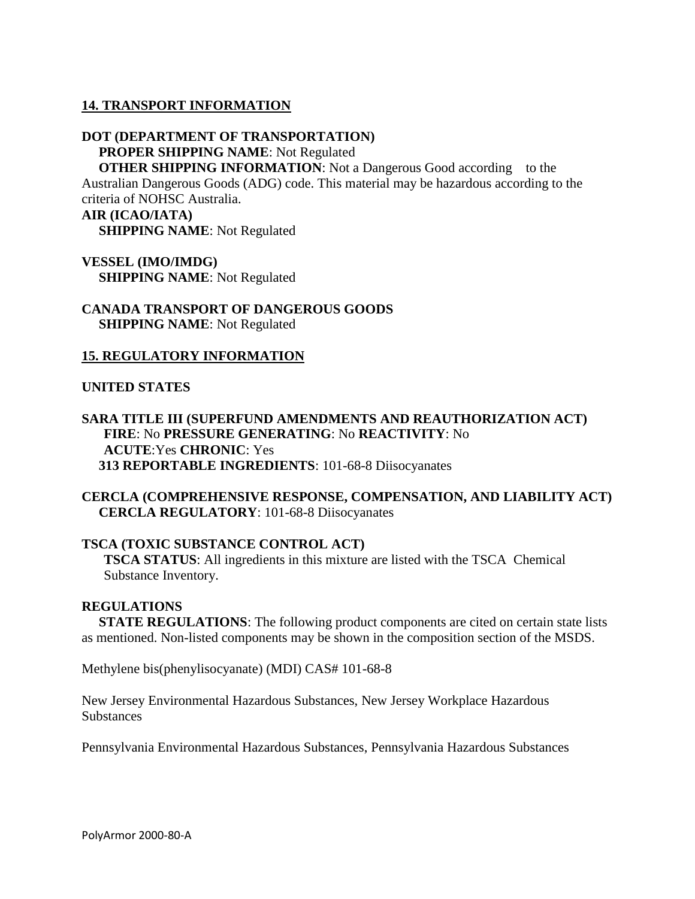## 14. TRANSPORT INFORMATION

**DOT (DEPARTMENT OF TRANSPORTATION)**

**PROPER SHIPPING NAME**: Not Regulated

**OTHER SHIPPING INFORMATION**: Not a Dangerous Good according to the Australian Dangerous Goods (ADG) code. This material may be hazardous according to the criteria of NOHSC Australia.

**AIR (ICAO/IATA)**

**SHIPPING NAME**: Not Regulated

**VESSEL (IMO/IMDG)**

**SHIPPING NAME**: Not Regulated

**CANADA TRANSPORT OF DANGEROUS GOODS**

**SHIPPING NAME**: Not Regulated

## 15. REGULATORY INFORMATION

**UNITED STATES**

**SARA TITLE III (SUPERFUND AMENDMENTS AND REAUTHORIZATION ACT)**

**FIRE**: No **PRESSURE GENERATING**: No **REACTIVITY**: No

**ACUTE**:Yes **CHRONIC**: Yes

**313 REPORTABLE INGREDIENTS**: 101-68-8 Diisocyanates

**CERCLA (COMPREHENSIVE RESPONSE, COMPENSATION, AND LIABILITY ACT)**

**CERCLA REGULATORY**: 101-68-8 Diisocyanates

**TSCA (TOXIC SUBSTANCE CONTROL ACT)**

**TSCA STATUS**: All ingredients in this mixture are listed with the TSCA Chemical Substance Inventory.

**REGULATIONS**

**STATE REGULATIONS**: The following product components are cited on certain state lists as mentioned. Non-listed components may be shown in the composition section of the MSDS.

Methylene bis(phenylisocyanate) (MDI) CAS# 101-68-8

New Jersey Environmental Hazardous Substances, New Jersey Workplace Hazardous Substances

Pennsylvania Environmental Hazardous Substances, Pennsylvania Hazardous Substances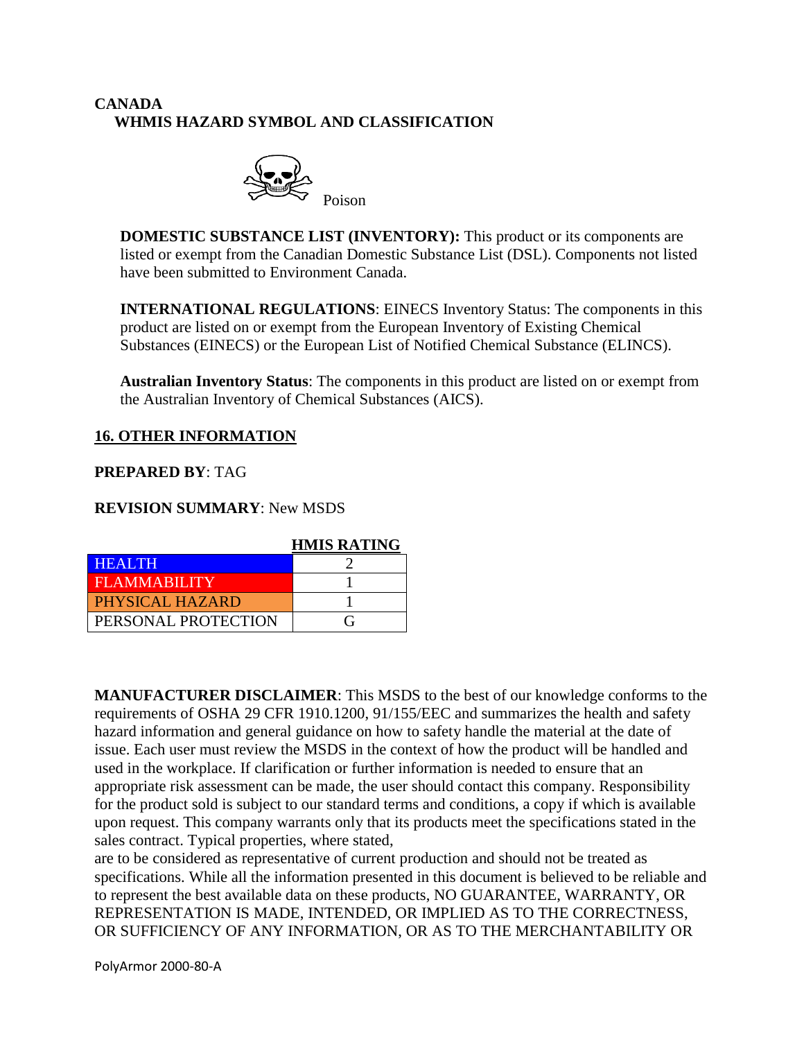**CANADA**

**WHMIS HAZARD SYMBOL AND CLASSIFICATION**

Poison

**DOMESTIC SUBSTANCE LIST (INVENTORY):** This product or its components are listed or exempt from the Canadian Domestic Substance List (DSL). Components not listed have been submitted to Environment Canada.

**INTERNATIONAL REGULATIONS**: EINECS Inventory Status: The components in this product are listed on or exempt from the European Inventory of Existing Chemical Substances (EINECS) or the European List of Notified Chemical Substance (ELINCS).

**Australian Inventory Status**: The components in this product are listed on or exempt from the Australian Inventory of Chemical Substances (AICS).

## 16. OTHER INFORMATION

**PREPARED BY**: TAG

**REVISION SUMMARY**: New MSDS

| | HMIS RATING |
|---|---|
| HEALTH | 2 |
| FLAMMABILITY | 1 |
| PHYSICAL HAZARD | 1 |
| PERSONAL PROTECTION | G |

**MANUFACTURER DISCLAIMER**: This MSDS to the best of our knowledge conforms to the requirements of OSHA 29 CFR 1910.1200, 91/155/EEC and summarizes the health and safety hazard information and general guidance on how to safety handle the material at the date of issue. Each user must review the MSDS in the context of how the product will be handled and used in the workplace. If clarification or further information is needed to ensure that an appropriate risk assessment can be made, the user should contact this company. Responsibility for the product sold is subject to our standard terms and conditions, a copy if which is available upon request. This company warrants only that its products meet the specifications stated in the sales contract. Typical properties, where stated,
are to be considered as representative of current production and should not be treated as specifications. While all the information presented in this document is believed to be reliable and to represent the best available data on these products, NO GUARANTEE, WARRANTY, OR REPRESENTATION IS MADE, INTENDED, OR IMPLIED AS TO THE CORRECTNESS, OR SUFFICIENCY OF ANY INFORMATION, OR AS TO THE MERCHANTABILITY OR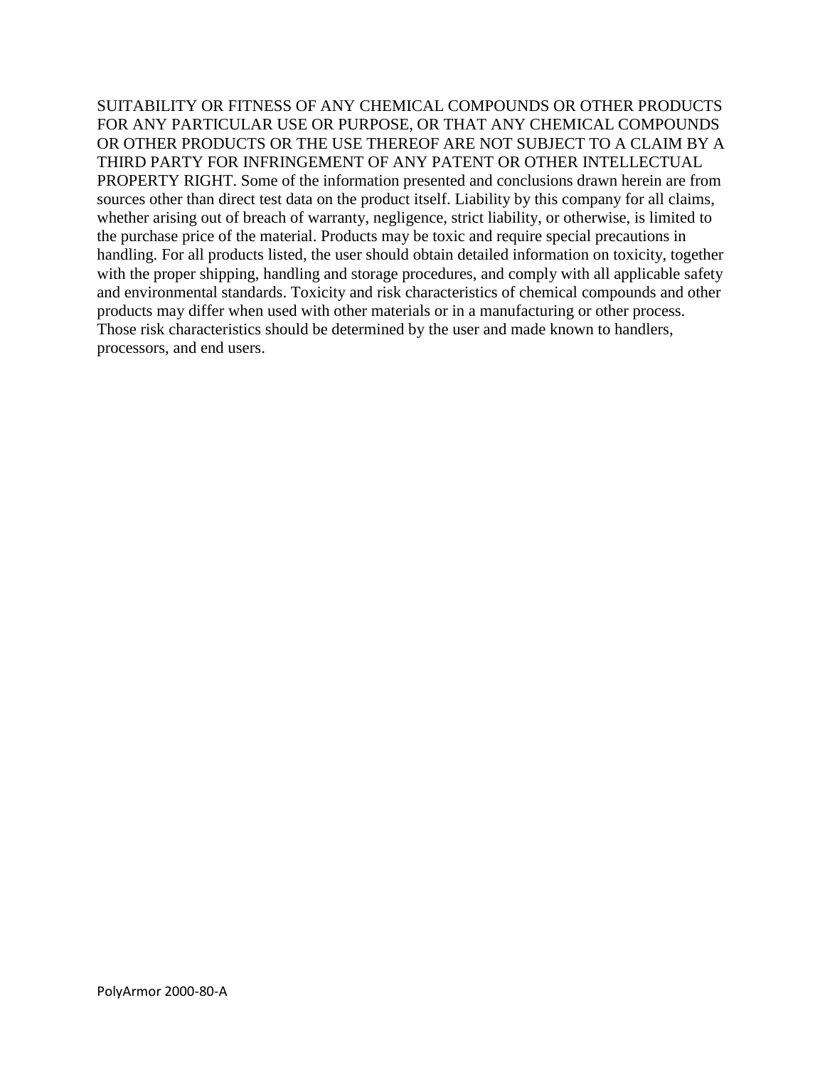SUITABILITY OR FITNESS OF ANY CHEMICAL COMPOUNDS OR OTHER PRODUCTS FOR ANY PARTICULAR USE OR PURPOSE, OR THAT ANY CHEMICAL COMPOUNDS OR OTHER PRODUCTS OR THE USE THEREOF ARE NOT SUBJECT TO A CLAIM BY A THIRD PARTY FOR INFRINGEMENT OF ANY PATENT OR OTHER INTELLECTUAL PROPERTY RIGHT. Some of the information presented and conclusions drawn herein are from sources other than direct test data on the product itself. Liability by this company for all claims, whether arising out of breach of warranty, negligence, strict liability, or otherwise, is limited to the purchase price of the material. Products may be toxic and require special precautions in handling. For all products listed, the user should obtain detailed information on toxicity, together with the proper shipping, handling and storage procedures, and comply with all applicable safety and environmental standards. Toxicity and risk characteristics of chemical compounds and other products may differ when used with other materials or in a manufacturing or other process. Those risk characteristics should be determined by the user and made known to handlers, processors, and end users.